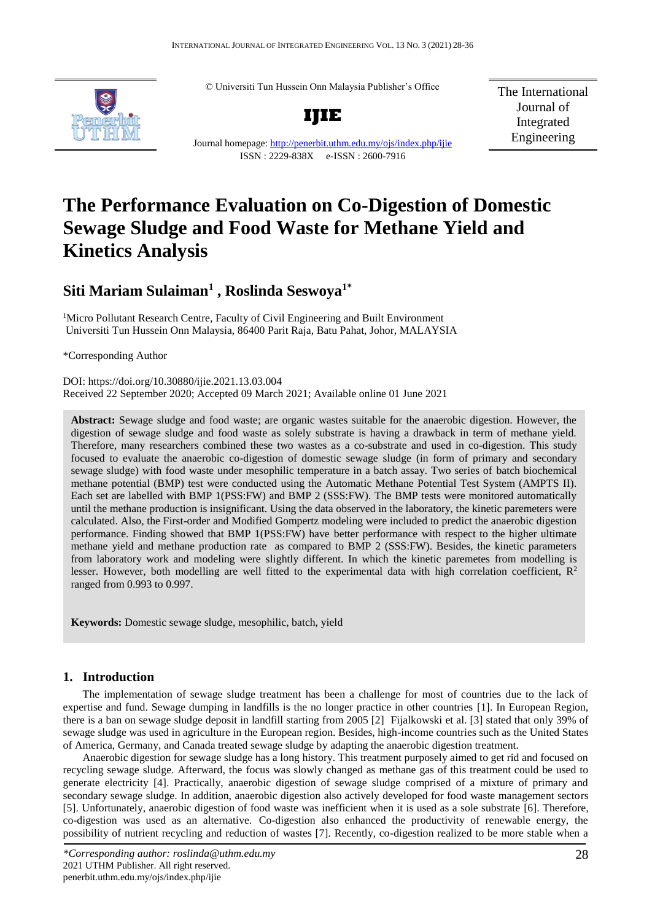© Universiti Tun Hussein Onn Malaysia Publisher's Office

**IJIE**

Journal homepage: http://penerbit.uthm.edu.my/ojs/index.php/ijie

ISSN : 2229-838X e-ISSN : 2600-7916

The International Journal of Integrated Engineering

# The Performance Evaluation on Co-Digestion of Domestic Sewage Sludge and Food Waste for Methane Yield and Kinetics Analysis

## Siti Mariam Sulaiman[1] , Roslinda Seswoya[1*]

[1]Micro Pollutant Research Centre, Faculty of Civil Engineering and Built Environment Universiti Tun Hussein Onn Malaysia, 86400 Parit Raja, Batu Pahat, Johor, MALAYSIA

*Corresponding Author

DOI: https://doi.org/10.30880/ijie.2021.13.03.004

Received 22 September 2020; Accepted 09 March 2021; Available online 01 June 2021

**Abstract:** Sewage sludge and food waste; are organic wastes suitable for the anaerobic digestion. However, the digestion of sewage sludge and food waste as solely substrate is having a drawback in term of methane yield. Therefore, many researchers combined these two wastes as a co-substrate and used in co-digestion. This study focused to evaluate the anaerobic co-digestion of domestic sewage sludge (in form of primary and secondary sewage sludge) with food waste under mesophilic temperature in a batch assay. Two series of batch biochemical methane potential (BMP) test were conducted using the Automatic Methane Potential Test System (AMPTS II). Each set are labelled with BMP 1(PSS:FW) and BMP 2 (SSS:FW). The BMP tests were monitored automatically until the methane production is insignificant. Using the data observed in the laboratory, the kinetic paremeters were calculated. Also, the First-order and Modified Gompertz modeling were included to predict the anaerobic digestion performance. Finding showed that BMP 1(PSS:FW) have better performance with respect to the higher ultimate methane yield and methane production rate as compared to BMP 2 (SSS:FW). Besides, the kinetic parameters from laboratory work and modeling were slightly different. In which the kinetic paremetes from modelling is lesser. However, both modelling are well fitted to the experimental data with high correlation coefficient, $R^2$ ranged from 0.993 to 0.997.

**Keywords:** Domestic sewage sludge, mesophilic, batch, yield

## 1. Introduction

The implementation of sewage sludge treatment has been a challenge for most of countries due to the lack of expertise and fund. Sewage dumping in landfills is the no longer practice in other countries [1]. In European Region, there is a ban on sewage sludge deposit in landfill starting from 2005 [2] Fijalkowski et al. [3] stated that only 39% of sewage sludge was used in agriculture in the European region. Besides, high-income countries such as the United States of America, Germany, and Canada treated sewage sludge by adapting the anaerobic digestion treatment.

Anaerobic digestion for sewage sludge has a long history. This treatment purposely aimed to get rid and focused on recycling sewage sludge. Afterward, the focus was slowly changed as methane gas of this treatment could be used to generate electricity [4]. Practically, anaerobic digestion of sewage sludge comprised of a mixture of primary and secondary sewage sludge. In addition, anaerobic digestion also actively developed for food waste management sectors [5]. Unfortunately, anaerobic digestion of food waste was inefficient when it is used as a sole substrate [6]. Therefore, co-digestion was used as an alternative. Co-digestion also enhanced the productivity of renewable energy, the possibility of nutrient recycling and reduction of wastes [7]. Recently, co-digestion realized to be more stable when a

*\*Corresponding author: roslinda@uthm.edu.my*
2021 UTHM Publisher. All right reserved.
penerbit.uthm.edu.my/ojs/index.php/ijie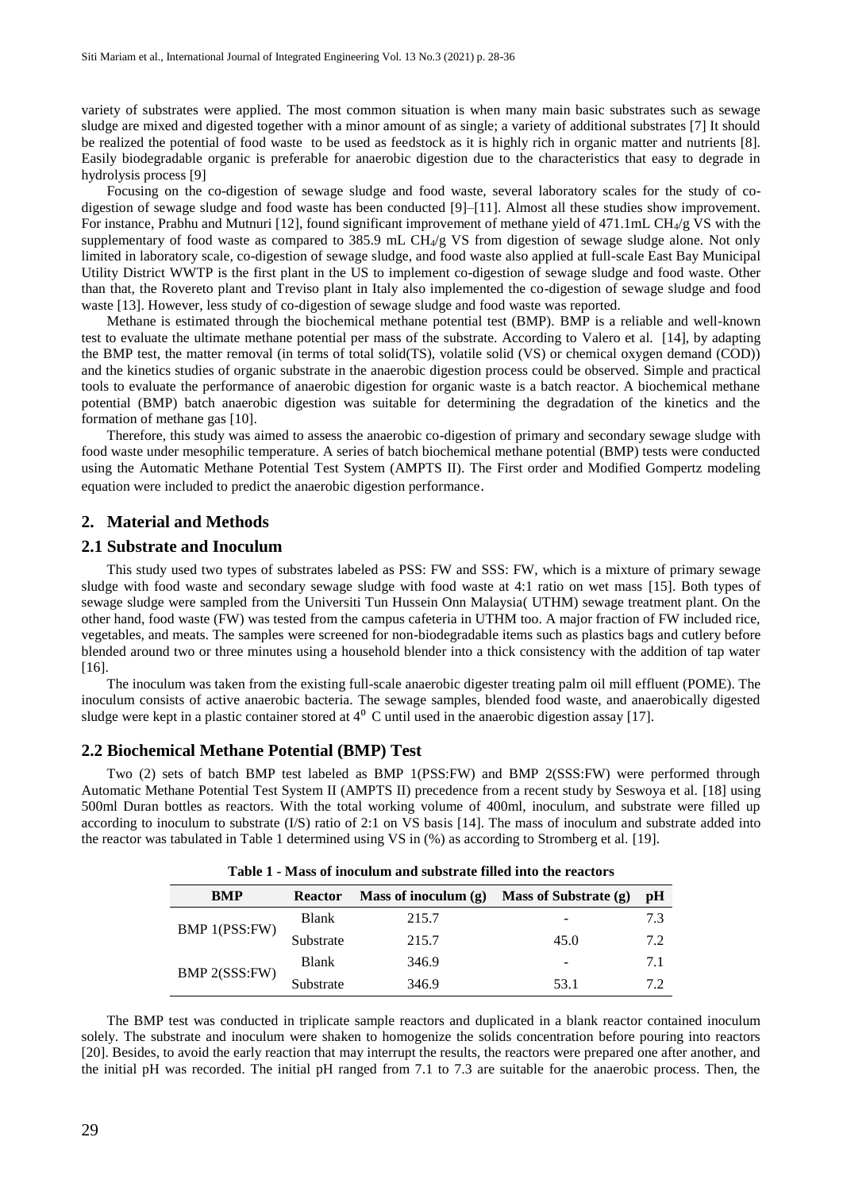variety of substrates were applied. The most common situation is when many main basic substrates such as sewage sludge are mixed and digested together with a minor amount of as single; a variety of additional substrates [7] It should be realized the potential of food waste to be used as feedstock as it is highly rich in organic matter and nutrients [8]. Easily biodegradable organic is preferable for anaerobic digestion due to the characteristics that easy to degrade in hydrolysis process [9]

Focusing on the co-digestion of sewage sludge and food waste, several laboratory scales for the study of co-digestion of sewage sludge and food waste has been conducted [9]–[11]. Almost all these studies show improvement. For instance, Prabhu and Mutnuri [12], found significant improvement of methane yield of 471.1mL $CH_4$/g VS with the supplementary of food waste as compared to 385.9 mL $CH_4$/g VS from digestion of sewage sludge alone. Not only limited in laboratory scale, co-digestion of sewage sludge, and food waste also applied at full-scale East Bay Municipal Utility District WWTP is the first plant in the US to implement co-digestion of sewage sludge and food waste. Other than that, the Rovereto plant and Treviso plant in Italy also implemented the co-digestion of sewage sludge and food waste [13]. However, less study of co-digestion of sewage sludge and food waste was reported.

Methane is estimated through the biochemical methane potential test (BMP). BMP is a reliable and well-known test to evaluate the ultimate methane potential per mass of the substrate. According to Valero et al. [14], by adapting the BMP test, the matter removal (in terms of total solid(TS), volatile solid (VS) or chemical oxygen demand (COD)) and the kinetics studies of organic substrate in the anaerobic digestion process could be observed. Simple and practical tools to evaluate the performance of anaerobic digestion for organic waste is a batch reactor. A biochemical methane potential (BMP) batch anaerobic digestion was suitable for determining the degradation of the kinetics and the formation of methane gas [10].

Therefore, this study was aimed to assess the anaerobic co-digestion of primary and secondary sewage sludge with food waste under mesophilic temperature. A series of batch biochemical methane potential (BMP) tests were conducted using the Automatic Methane Potential Test System (AMPTS II). The First order and Modified Gompertz modeling equation were included to predict the anaerobic digestion performance.

## 2. Material and Methods

### 2.1 Substrate and Inoculum

This study used two types of substrates labeled as PSS: FW and SSS: FW, which is a mixture of primary sewage sludge with food waste and secondary sewage sludge with food waste at 4:1 ratio on wet mass [15]. Both types of sewage sludge were sampled from the Universiti Tun Hussein Onn Malaysia( UTHM) sewage treatment plant. On the other hand, food waste (FW) was tested from the campus cafeteria in UTHM too. A major fraction of FW included rice, vegetables, and meats. The samples were screened for non-biodegradable items such as plastics bags and cutlery before blended around two or three minutes using a household blender into a thick consistency with the addition of tap water [16].

The inoculum was taken from the existing full-scale anaerobic digester treating palm oil mill effluent (POME). The inoculum consists of active anaerobic bacteria. The sewage samples, blended food waste, and anaerobically digested sludge were kept in a plastic container stored at $4^0$ C until used in the anaerobic digestion assay [17].

### 2.2 Biochemical Methane Potential (BMP) Test

Two (2) sets of batch BMP test labeled as BMP 1(PSS:FW) and BMP 2(SSS:FW) were performed through Automatic Methane Potential Test System II (AMPTS II) precedence from a recent study by Seswoya et al. [18] using 500ml Duran bottles as reactors. With the total working volume of 400ml, inoculum, and substrate were filled up according to inoculum to substrate (I/S) ratio of 2:1 on VS basis [14]. The mass of inoculum and substrate added into the reactor was tabulated in Table 1 determined using VS in (%) as according to Stromberg et al. [19].

**Table 1 - Mass of inoculum and substrate filled into the reactors**

| BMP | Reactor | Mass of inoculum (g) | Mass of Substrate (g) | pH |
|---|---|---|---|---|
| BMP 1(PSS:FW) | Blank | 215.7 | - | 7.3 |
| | Substrate | 215.7 | 45.0 | 7.2 |
| BMP 2(SSS:FW) | Blank | 346.9 | - | 7.1 |
| | Substrate | 346.9 | 53.1 | 7.2 |

The BMP test was conducted in triplicate sample reactors and duplicated in a blank reactor contained inoculum solely. The substrate and inoculum were shaken to homogenize the solids concentration before pouring into reactors [20]. Besides, to avoid the early reaction that may interrupt the results, the reactors were prepared one after another, and the initial pH was recorded. The initial pH ranged from 7.1 to 7.3 are suitable for the anaerobic process. Then, the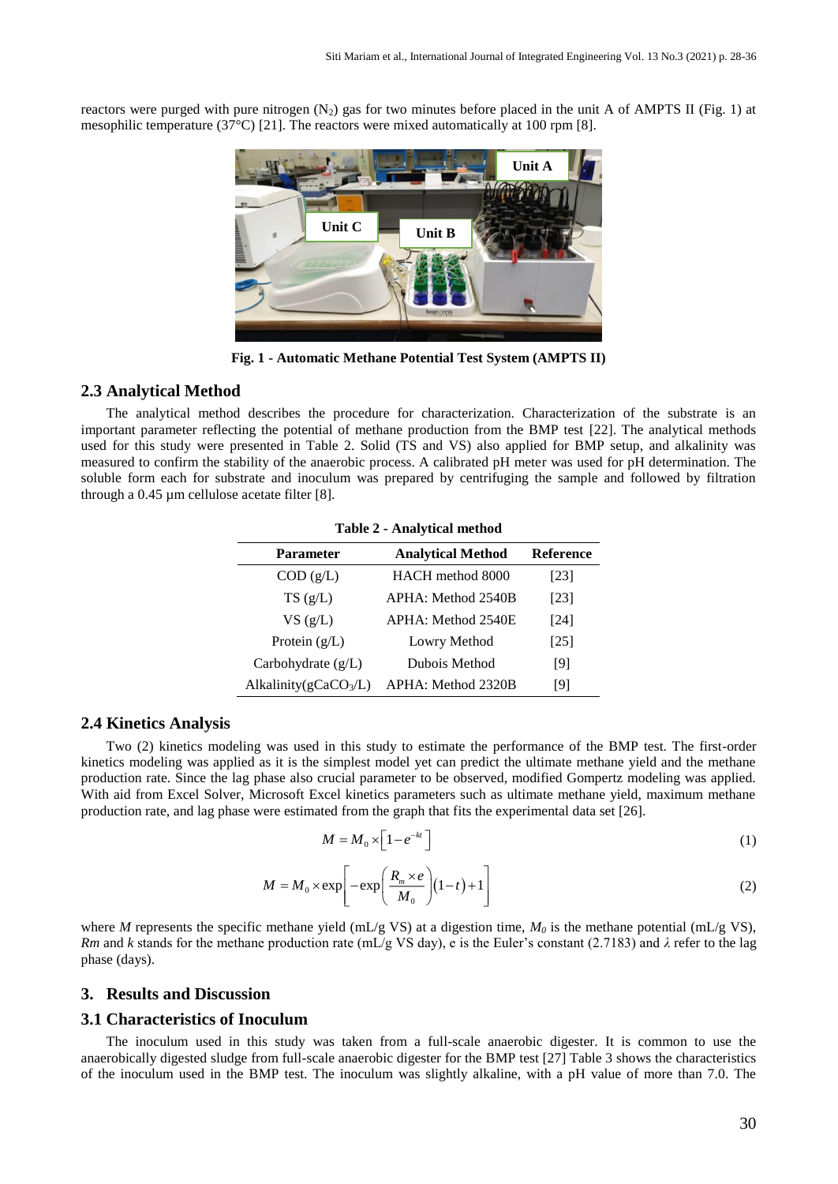reactors were purged with pure nitrogen ($N_2$) gas for two minutes before placed in the unit A of AMPTS II (Fig. 1) at mesophilic temperature (37°C) [21]. The reactors were mixed automatically at 100 rpm [8].

**Fig. 1 - Automatic Methane Potential Test System (AMPTS II)**

## 2.3 Analytical Method

The analytical method describes the procedure for characterization. Characterization of the substrate is an important parameter reflecting the potential of methane production from the BMP test [22]. The analytical methods used for this study were presented in Table 2. Solid (TS and VS) also applied for BMP setup, and alkalinity was measured to confirm the stability of the anaerobic process. A calibrated pH meter was used for pH determination. The soluble form each for substrate and inoculum was prepared by centrifuging the sample and followed by filtration through a 0.45 µm cellulose acetate filter [8].

**Table 2 - Analytical method**

| Parameter | Analytical Method | Reference |
|---|---|---|
| COD (g/L) | HACH method 8000 | [23] |
| TS (g/L) | APHA: Method 2540B | [23] |
| VS (g/L) | APHA: Method 2540E | [24] |
| Protein (g/L) | Lowry Method | [25] |
| Carbohydrate (g/L) | Dubois Method | [9] |
| Alkalinity(g$CaCO_3$/L) | APHA: Method 2320B | [9] |

## 2.4 Kinetics Analysis

Two (2) kinetics modeling was used in this study to estimate the performance of the BMP test. The first-order kinetics modeling was applied as it is the simplest model yet can predict the ultimate methane yield and the methane production rate. Since the lag phase also crucial parameter to be observed, modified Gompertz modeling was applied. With aid from Excel Solver, Microsoft Excel kinetics parameters such as ultimate methane yield, maximum methane production rate, and lag phase were estimated from the graph that fits the experimental data set [26].

$$M = M_0 \times \left[1 - e^{-kt}\right] \tag{1}$$

$$M = M_0 \times \exp\left[-\exp\left(\frac{R_m \times e}{M_0}\right)(1-t)+1\right] \tag{2}$$

where *M* represents the specific methane yield (mL/g VS) at a digestion time, $M_0$ is the methane potential (mL/g VS), *Rm* and *k* stands for the methane production rate (mL/g VS day), e is the Euler's constant (2.7183) and $\lambda$ refer to the lag phase (days).

## 3. Results and Discussion

## 3.1 Characteristics of Inoculum

The inoculum used in this study was taken from a full-scale anaerobic digester. It is common to use the anaerobically digested sludge from full-scale anaerobic digester for the BMP test [27] Table 3 shows the characteristics of the inoculum used in the BMP test. The inoculum was slightly alkaline, with a pH value of more than 7.0. The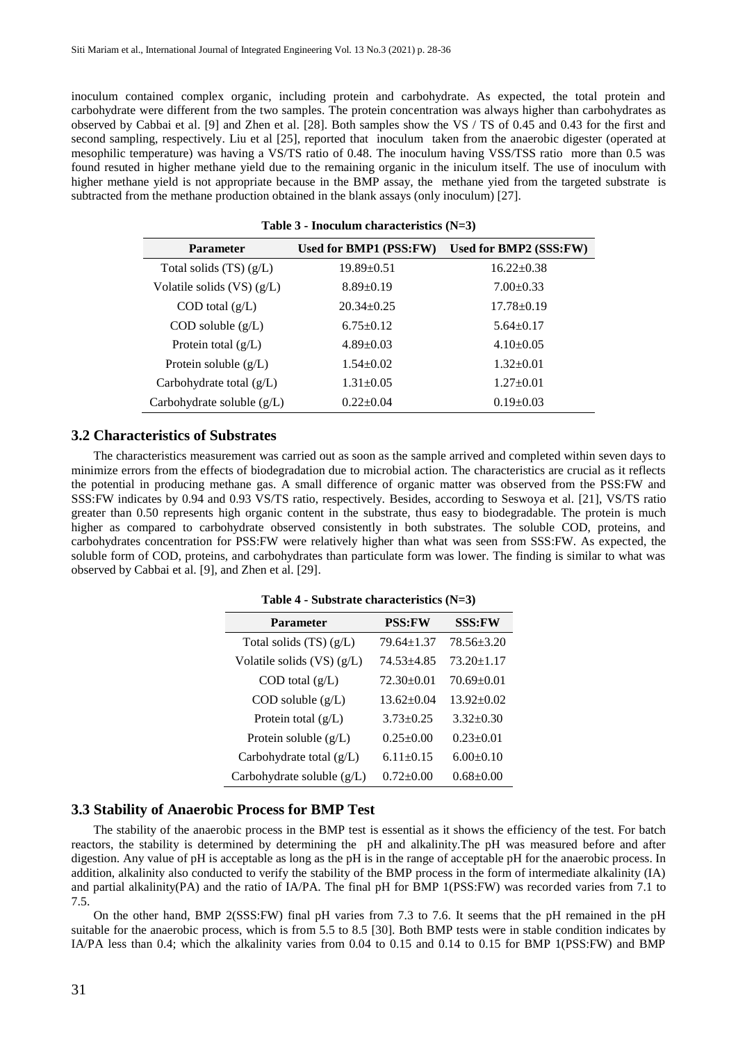inoculum contained complex organic, including protein and carbohydrate. As expected, the total protein and carbohydrate were different from the two samples. The protein concentration was always higher than carbohydrates as observed by Cabbai et al. [9] and Zhen et al. [28]. Both samples show the VS / TS of 0.45 and 0.43 for the first and second sampling, respectively. Liu et al [25], reported that inoculum taken from the anaerobic digester (operated at mesophilic temperature) was having a VS/TS ratio of 0.48. The inoculum having VSS/TSS ratio more than 0.5 was found resuted in higher methane yield due to the remaining organic in the iniculum itself. The use of inoculum with higher methane yield is not appropriate because in the BMP assay, the methane yied from the targeted substrate is subtracted from the methane production obtained in the blank assays (only inoculum) [27].

**Table 3 - Inoculum characteristics (N=3)**

| Parameter | Used for BMP1 (PSS:FW) | Used for BMP2 (SSS:FW) |
|---|---|---|
| Total solids (TS) (g/L) | 19.89±0.51 | 16.22±0.38 |
| Volatile solids (VS) (g/L) | 8.89±0.19 | 7.00±0.33 |
| COD total (g/L) | 20.34±0.25 | 17.78±0.19 |
| COD soluble (g/L) | 6.75±0.12 | 5.64±0.17 |
| Protein total (g/L) | 4.89±0.03 | 4.10±0.05 |
| Protein soluble (g/L) | 1.54±0.02 | 1.32±0.01 |
| Carbohydrate total (g/L) | 1.31±0.05 | 1.27±0.01 |
| Carbohydrate soluble (g/L) | 0.22±0.04 | 0.19±0.03 |

## 3.2 Characteristics of Substrates

The characteristics measurement was carried out as soon as the sample arrived and completed within seven days to minimize errors from the effects of biodegradation due to microbial action. The characteristics are crucial as it reflects the potential in producing methane gas. A small difference of organic matter was observed from the PSS:FW and SSS:FW indicates by 0.94 and 0.93 VS/TS ratio, respectively. Besides, according to Seswoya et al. [21], VS/TS ratio greater than 0.50 represents high organic content in the substrate, thus easy to biodegradable. The protein is much higher as compared to carbohydrate observed consistently in both substrates. The soluble COD, proteins, and carbohydrates concentration for PSS:FW were relatively higher than what was seen from SSS:FW. As expected, the soluble form of COD, proteins, and carbohydrates than particulate form was lower. The finding is similar to what was observed by Cabbai et al. [9], and Zhen et al. [29].

**Table 4 - Substrate characteristics (N=3)**

| Parameter | PSS:FW | SSS:FW |
|---|---|---|
| Total solids (TS) (g/L) | 79.64±1.37 | 78.56±3.20 |
| Volatile solids (VS) (g/L) | 74.53±4.85 | 73.20±1.17 |
| COD total (g/L) | 72.30±0.01 | 70.69±0.01 |
| COD soluble (g/L) | 13.62±0.04 | 13.92±0.02 |
| Protein total (g/L) | 3.73±0.25 | 3.32±0.30 |
| Protein soluble (g/L) | 0.25±0.00 | 0.23±0.01 |
| Carbohydrate total (g/L) | 6.11±0.15 | 6.00±0.10 |
| Carbohydrate soluble (g/L) | 0.72±0.00 | 0.68±0.00 |

## 3.3 Stability of Anaerobic Process for BMP Test

The stability of the anaerobic process in the BMP test is essential as it shows the efficiency of the test. For batch reactors, the stability is determined by determining the pH and alkalinity.The pH was measured before and after digestion. Any value of pH is acceptable as long as the pH is in the range of acceptable pH for the anaerobic process. In addition, alkalinity also conducted to verify the stability of the BMP process in the form of intermediate alkalinity (IA) and partial alkalinity(PA) and the ratio of IA/PA. The final pH for BMP 1(PSS:FW) was recorded varies from 7.1 to 7.5.

On the other hand, BMP 2(SSS:FW) final pH varies from 7.3 to 7.6. It seems that the pH remained in the pH suitable for the anaerobic process, which is from 5.5 to 8.5 [30]. Both BMP tests were in stable condition indicates by IA/PA less than 0.4; which the alkalinity varies from 0.04 to 0.15 and 0.14 to 0.15 for BMP 1(PSS:FW) and BMP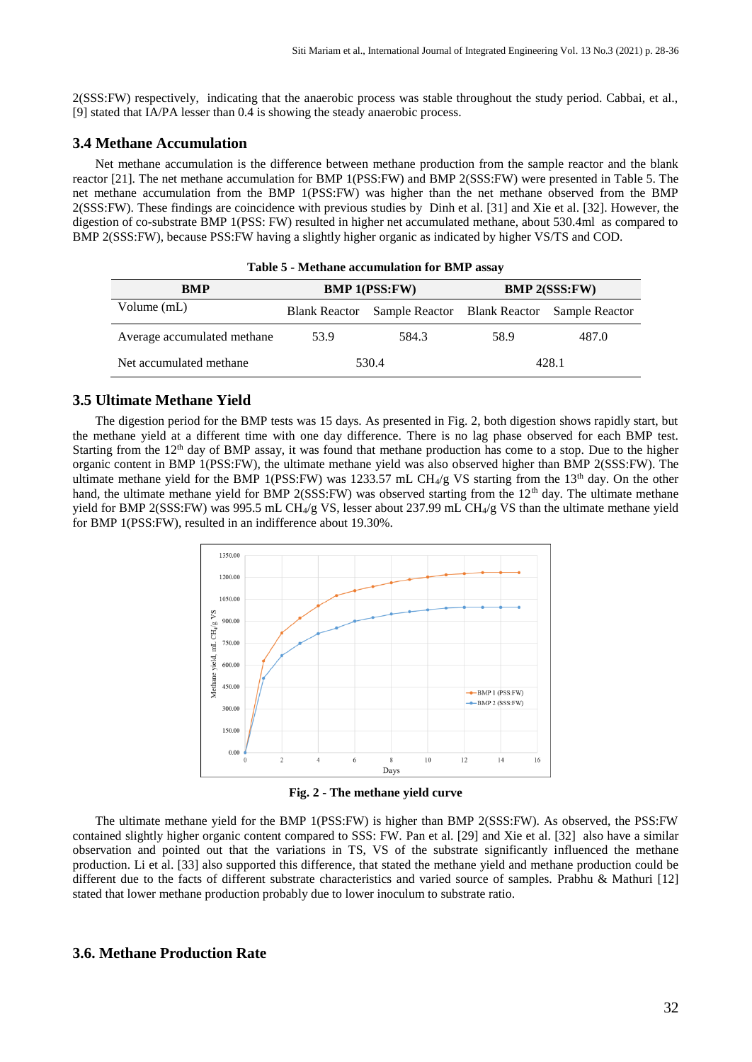2(SSS:FW) respectively, indicating that the anaerobic process was stable throughout the study period. Cabbai, et al., [9] stated that IA/PA lesser than 0.4 is showing the steady anaerobic process.

### 3.4 Methane Accumulation

Net methane accumulation is the difference between methane production from the sample reactor and the blank reactor [21]. The net methane accumulation for BMP 1(PSS:FW) and BMP 2(SSS:FW) were presented in Table 5. The net methane accumulation from the BMP 1(PSS:FW) was higher than the net methane observed from the BMP 2(SSS:FW). These findings are coincidence with previous studies by Dinh et al. [31] and Xie et al. [32]. However, the digestion of co-substrate BMP 1(PSS: FW) resulted in higher net accumulated methane, about 530.4ml as compared to BMP 2(SSS:FW), because PSS:FW having a slightly higher organic as indicated by higher VS/TS and COD.

**Table 5 - Methane accumulation for BMP assay**

| BMP | BMP 1(PSS:FW) | | BMP 2(SSS:FW) | |
|---|---|---|---|---|
| Volume (mL) | Blank Reactor | Sample Reactor | Blank Reactor | Sample Reactor |
| Average accumulated methane | 53.9 | 584.3 | 58.9 | 487.0 |
| Net accumulated methane | 530.4 | | 428.1 | |

### 3.5 Ultimate Methane Yield

The digestion period for the BMP tests was 15 days. As presented in Fig. 2, both digestion shows rapidly start, but the methane yield at a different time with one day difference. There is no lag phase observed for each BMP test. Starting from the 12th day of BMP assay, it was found that methane production has come to a stop. Due to the higher organic content in BMP 1(PSS:FW), the ultimate methane yield was also observed higher than BMP 2(SSS:FW). The ultimate methane yield for the BMP 1(PSS:FW) was 1233.57 mL $CH_4$/g VS starting from the 13th day. On the other hand, the ultimate methane yield for BMP 2(SSS:FW) was observed starting from the 12th day. The ultimate methane yield for BMP 2(SSS:FW) was 995.5 mL $CH_4$/g VS, lesser about 237.99 mL $CH_4$/g VS than the ultimate methane yield for BMP 1(PSS:FW), resulted in an indifference about 19.30%.

**Fig. 2 - The methane yield curve**

The ultimate methane yield for the BMP 1(PSS:FW) is higher than BMP 2(SSS:FW). As observed, the PSS:FW contained slightly higher organic content compared to SSS: FW. Pan et al. [29] and Xie et al. [32] also have a similar observation and pointed out that the variations in TS, VS of the substrate significantly influenced the methane production. Li et al. [33] also supported this difference, that stated the methane yield and methane production could be different due to the facts of different substrate characteristics and varied source of samples. Prabhu & Mathuri [12] stated that lower methane production probably due to lower inoculum to substrate ratio.

### 3.6. Methane Production Rate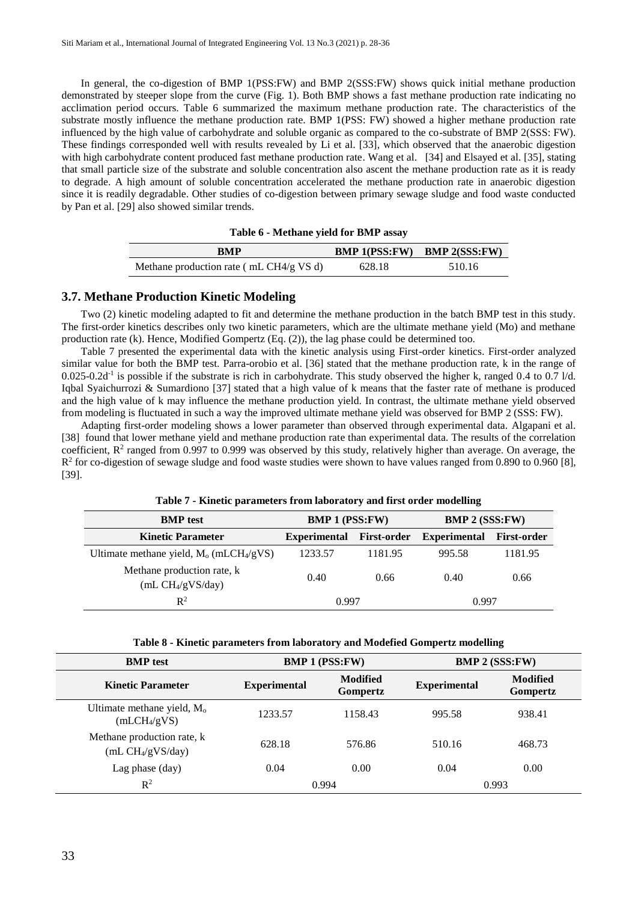In general, the co-digestion of BMP 1(PSS:FW) and BMP 2(SSS:FW) shows quick initial methane production demonstrated by steeper slope from the curve (Fig. 1). Both BMP shows a fast methane production rate indicating no acclimation period occurs. Table 6 summarized the maximum methane production rate. The characteristics of the substrate mostly influence the methane production rate. BMP 1(PSS: FW) showed a higher methane production rate influenced by the high value of carbohydrate and soluble organic as compared to the co-substrate of BMP 2(SSS: FW). These findings corresponded well with results revealed by Li et al. [33], which observed that the anaerobic digestion with high carbohydrate content produced fast methane production rate. Wang et al. [34] and Elsayed et al. [35], stating that small particle size of the substrate and soluble concentration also ascent the methane production rate as it is ready to degrade. A high amount of soluble concentration accelerated the methane production rate in anaerobic digestion since it is readily degradable. Other studies of co-digestion between primary sewage sludge and food waste conducted by Pan et al. [29] also showed similar trends.

**Table 6 - Methane yield for BMP assay**

| BMP | BMP 1(PSS:FW) | BMP 2(SSS:FW) |
|---|---|---|
| Methane production rate ( mL $CH4$/g VS d) | 628.18 | 510.16 |

## 3.7. Methane Production Kinetic Modeling

Two (2) kinetic modeling adapted to fit and determine the methane production in the batch BMP test in this study. The first-order kinetics describes only two kinetic parameters, which are the ultimate methane yield (Mo) and methane production rate (k). Hence, Modified Gompertz (Eq. (2)), the lag phase could be determined too.

Table 7 presented the experimental data with the kinetic analysis using First-order kinetics. First-order analyzed similar value for both the BMP test. Parra-orobio et al. [36] stated that the methane production rate, k in the range of 0.025-0.2$d^{-1}$ is possible if the substrate is rich in carbohydrate. This study observed the higher k, ranged 0.4 to 0.7 l/d. Iqbal Syaichurrozi & Sumardiono [37] stated that a high value of k means that the faster rate of methane is produced and the high value of k may influence the methane production yield. In contrast, the ultimate methane yield observed from modeling is fluctuated in such a way the improved ultimate methane yield was observed for BMP 2 (SSS: FW).

Adapting first-order modeling shows a lower parameter than observed through experimental data. Algapani et al. [38] found that lower methane yield and methane production rate than experimental data. The results of the correlation coefficient, $R^2$ ranged from 0.997 to 0.999 was observed by this study, relatively higher than average. On average, the $R^2$ for co-digestion of sewage sludge and food waste studies were shown to have values ranged from 0.890 to 0.960 [8], [39].

**Table 7 - Kinetic parameters from laboratory and first order modelling**

| BMP test | BMP 1 (PSS:FW) | | BMP 2 (SSS:FW) | |
|---|---|---|---|---|
| Kinetic Parameter | Experimental | First-order | Experimental | First-order |
| Ultimate methane yield, $M_o$ ($mLCH_4/gVS$) | 1233.57 | 1181.95 | 995.58 | 1181.95 |
| Methane production rate, k (mL $CH_4$/gVS/day) | 0.40 | 0.66 | 0.40 | 0.66 |
| $R^2$ | 0.997 | | 0.997 | |

**Table 8 - Kinetic parameters from laboratory and Modefied Gompertz modelling**

| BMP test | BMP 1 (PSS:FW) | | BMP 2 (SSS:FW) | |
|---|---|---|---|---|
| Kinetic Parameter | Experimental | Modified Gompertz | Experimental | Modified Gompertz |
| Ultimate methane yield, $M_o$ ($mLCH_4/gVS$) | 1233.57 | 1158.43 | 995.58 | 938.41 |
| Methane production rate, k (mL $CH_4$/gVS/day) | 628.18 | 576.86 | 510.16 | 468.73 |
| Lag phase (day) | 0.04 | 0.00 | 0.04 | 0.00 |
| $R^2$ | 0.994 | | 0.993 | |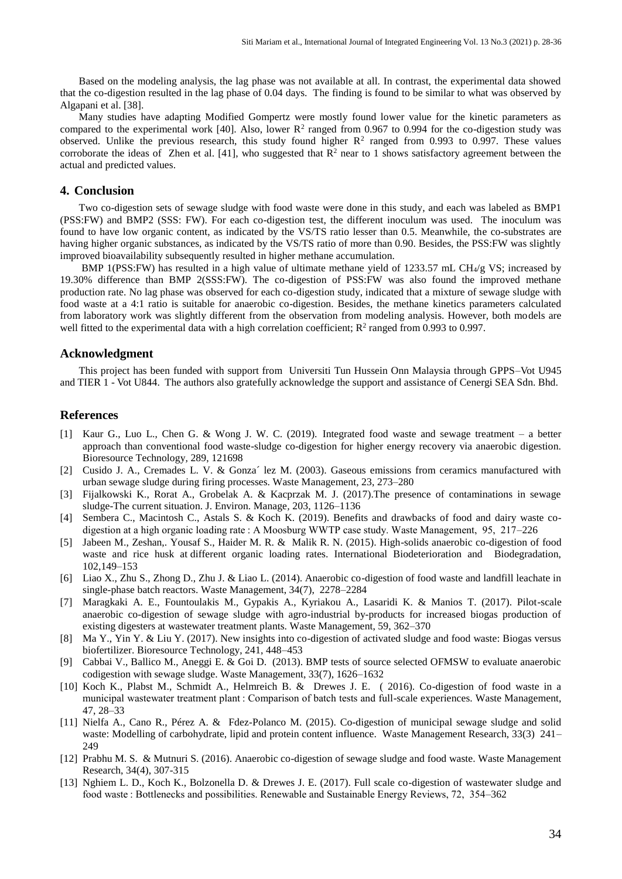Based on the modeling analysis, the lag phase was not available at all. In contrast, the experimental data showed that the co-digestion resulted in the lag phase of 0.04 days. The finding is found to be similar to what was observed by Algapani et al. [38].

Many studies have adapting Modified Gompertz were mostly found lower value for the kinetic parameters as compared to the experimental work [40]. Also, lower $R^2$ ranged from 0.967 to 0.994 for the co-digestion study was observed. Unlike the previous research, this study found higher $R^2$ ranged from 0.993 to 0.997. These values corroborate the ideas of Zhen et al. [41], who suggested that $R^2$ near to 1 shows satisfactory agreement between the actual and predicted values.

## 4. Conclusion

Two co-digestion sets of sewage sludge with food waste were done in this study, and each was labeled as BMP1 (PSS:FW) and BMP2 (SSS: FW). For each co-digestion test, the different inoculum was used. The inoculum was found to have low organic content, as indicated by the VS/TS ratio lesser than 0.5. Meanwhile, the co-substrates are having higher organic substances, as indicated by the VS/TS ratio of more than 0.90. Besides, the PSS:FW was slightly improved bioavailability subsequently resulted in higher methane accumulation.

BMP 1(PSS:FW) has resulted in a high value of ultimate methane yield of 1233.57 mL $CH_4$/g VS; increased by 19.30% difference than BMP 2(SSS:FW). The co-digestion of PSS:FW was also found the improved methane production rate. No lag phase was observed for each co-digestion study, indicated that a mixture of sewage sludge with food waste at a 4:1 ratio is suitable for anaerobic co-digestion. Besides, the methane kinetics parameters calculated from laboratory work was slightly different from the observation from modeling analysis. However, both models are well fitted to the experimental data with a high correlation coefficient; $R^2$ ranged from 0.993 to 0.997.

## Acknowledgment

This project has been funded with support from Universiti Tun Hussein Onn Malaysia through GPPS–Vot U945 and TIER 1 - Vot U844. The authors also gratefully acknowledge the support and assistance of Cenergi SEA Sdn. Bhd.

## References

[1] Kaur G., Luo L., Chen G. & Wong J. W. C. (2019). Integrated food waste and sewage treatment – a better approach than conventional food waste-sludge co-digestion for higher energy recovery via anaerobic digestion. Bioresource Technology, 289, 121698

[2] Cusido J. A., Cremades L. V. & Gonza´ lez M. (2003). Gaseous emissions from ceramics manufactured with urban sewage sludge during firing processes. Waste Management, 23, 273–280

[3] Fijalkowski K., Rorat A., Grobelak A. & Kacprzak M. J. (2017).The presence of contaminations in sewage sludge-The current situation. J. Environ. Manage, 203, 1126–1136

[4] Sembera C., Macintosh C., Astals S. & Koch K. (2019). Benefits and drawbacks of food and dairy waste co-digestion at a high organic loading rate : A Moosburg WWTP case study. Waste Management, 95, 217–226

[5] Jabeen M., Zeshan,. Yousaf S., Haider M. R. & Malik R. N. (2015). High-solids anaerobic co-digestion of food waste and rice husk at different organic loading rates. International Biodeterioration and Biodegradation, 102,149–153

[6] Liao X., Zhu S., Zhong D., Zhu J. & Liao L. (2014). Anaerobic co-digestion of food waste and landfill leachate in single-phase batch reactors. Waste Management, 34(7), 2278–2284

[7] Maragkaki A. E., Fountoulakis M., Gypakis A., Kyriakou A., Lasaridi K. & Manios T. (2017). Pilot-scale anaerobic co-digestion of sewage sludge with agro-industrial by-products for increased biogas production of existing digesters at wastewater treatment plants. Waste Management, 59, 362–370

[8] Ma Y., Yin Y. & Liu Y. (2017). New insights into co-digestion of activated sludge and food waste: Biogas versus biofertilizer. Bioresource Technology, 241, 448–453

[9] Cabbai V., Ballico M., Aneggi E. & Goi D. (2013). BMP tests of source selected OFMSW to evaluate anaerobic codigestion with sewage sludge. Waste Management, 33(7), 1626–1632

[10] Koch K., Plabst M., Schmidt A., Helmreich B. & Drewes J. E. ( 2016). Co-digestion of food waste in a municipal wastewater treatment plant : Comparison of batch tests and full-scale experiences. Waste Management, 47, 28–33

[11] Nielfa A., Cano R., Pérez A. & Fdez-Polanco M. (2015). Co-digestion of municipal sewage sludge and solid waste: Modelling of carbohydrate, lipid and protein content influence. Waste Management Research, 33(3) 241–249

[12] Prabhu M. S. & Mutnuri S. (2016). Anaerobic co-digestion of sewage sludge and food waste. Waste Management Research, 34(4), 307-315

[13] Nghiem L. D., Koch K., Bolzonella D. & Drewes J. E. (2017). Full scale co-digestion of wastewater sludge and food waste : Bottlenecks and possibilities. Renewable and Sustainable Energy Reviews, 72, 354–362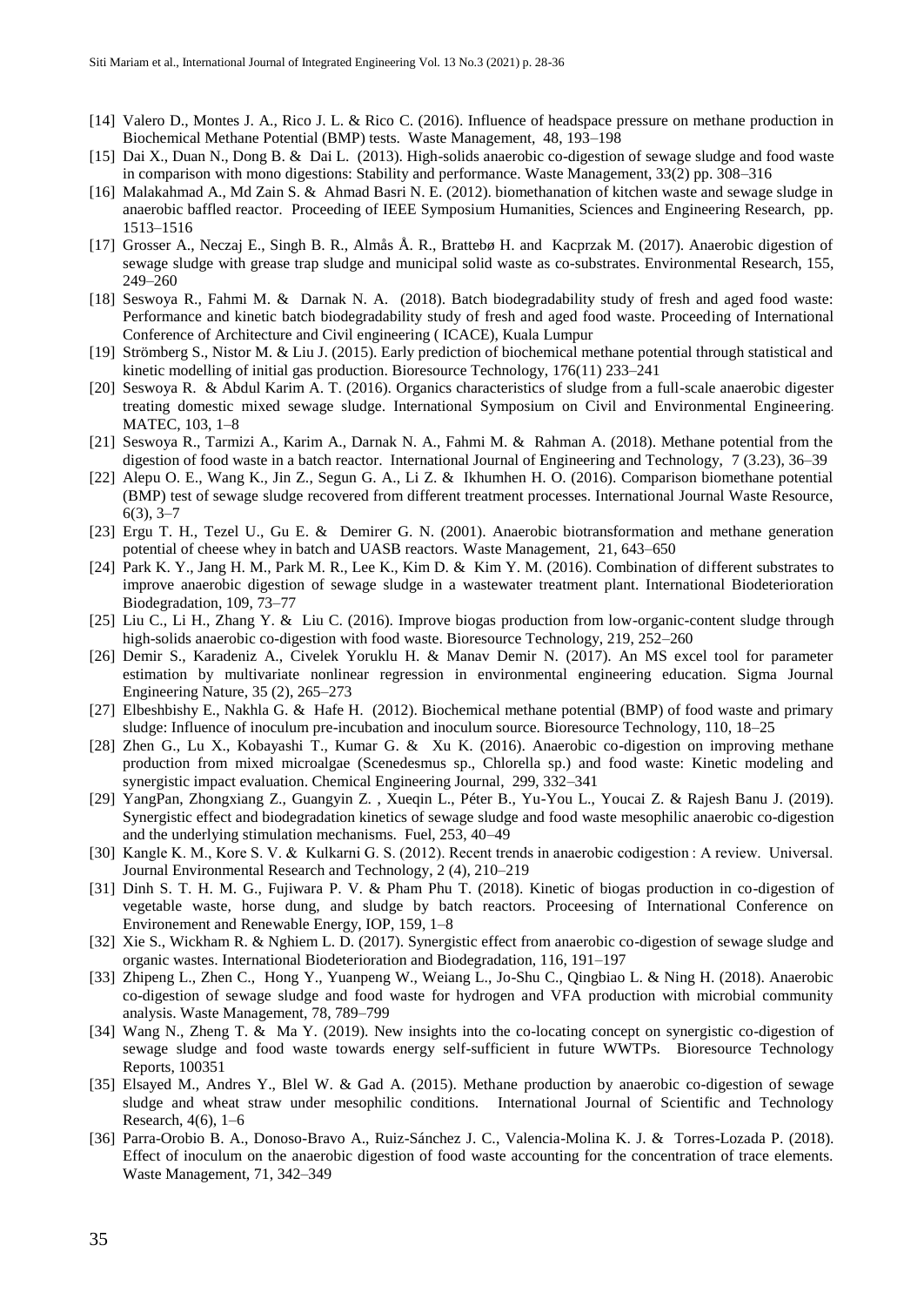[14] Valero D., Montes J. A., Rico J. L. & Rico C. (2016). Influence of headspace pressure on methane production in Biochemical Methane Potential (BMP) tests. Waste Management, 48, 193–198

[15] Dai X., Duan N., Dong B. & Dai L. (2013). High-solids anaerobic co-digestion of sewage sludge and food waste in comparison with mono digestions: Stability and performance. Waste Management, 33(2) pp. 308–316

[16] Malakahmad A., Md Zain S. & Ahmad Basri N. E. (2012). biomethanation of kitchen waste and sewage sludge in anaerobic baffled reactor. Proceeding of IEEE Symposium Humanities, Sciences and Engineering Research, pp. 1513–1516

[17] Grosser A., Neczaj E., Singh B. R., Almås Å. R., Brattebø H. and Kacprzak M. (2017). Anaerobic digestion of sewage sludge with grease trap sludge and municipal solid waste as co-substrates. Environmental Research, 155, 249–260

[18] Seswoya R., Fahmi M. & Darnak N. A. (2018). Batch biodegradability study of fresh and aged food waste: Performance and kinetic batch biodegradability study of fresh and aged food waste. Proceeding of International Conference of Architecture and Civil engineering ( ICACE), Kuala Lumpur

[19] Strömberg S., Nistor M. & Liu J. (2015). Early prediction of biochemical methane potential through statistical and kinetic modelling of initial gas production. Bioresource Technology, 176(11) 233–241

[20] Seswoya R. & Abdul Karim A. T. (2016). Organics characteristics of sludge from a full-scale anaerobic digester treating domestic mixed sewage sludge. International Symposium on Civil and Environmental Engineering. MATEC, 103, 1–8

[21] Seswoya R., Tarmizi A., Karim A., Darnak N. A., Fahmi M. & Rahman A. (2018). Methane potential from the digestion of food waste in a batch reactor. International Journal of Engineering and Technology, 7 (3.23), 36–39

[22] Alepu O. E., Wang K., Jin Z., Segun G. A., Li Z. & Ikhumhen H. O. (2016). Comparison biomethane potential (BMP) test of sewage sludge recovered from different treatment processes. International Journal Waste Resource, 6(3), 3–7

[23] Ergu T. H., Tezel U., Gu E. & Demirer G. N. (2001). Anaerobic biotransformation and methane generation potential of cheese whey in batch and UASB reactors. Waste Management, 21, 643–650

[24] Park K. Y., Jang H. M., Park M. R., Lee K., Kim D. & Kim Y. M. (2016). Combination of different substrates to improve anaerobic digestion of sewage sludge in a wastewater treatment plant. International Biodeterioration Biodegradation, 109, 73–77

[25] Liu C., Li H., Zhang Y. & Liu C. (2016). Improve biogas production from low-organic-content sludge through high-solids anaerobic co-digestion with food waste. Bioresource Technology, 219, 252–260

[26] Demir S., Karadeniz A., Civelek Yoruklu H. & Manav Demir N. (2017). An MS excel tool for parameter estimation by multivariate nonlinear regression in environmental engineering education. Sigma Journal Engineering Nature, 35 (2), 265–273

[27] Elbeshbishy E., Nakhla G. & Hafe H. (2012). Biochemical methane potential (BMP) of food waste and primary sludge: Influence of inoculum pre-incubation and inoculum source. Bioresource Technology, 110, 18–25

[28] Zhen G., Lu X., Kobayashi T., Kumar G. & Xu K. (2016). Anaerobic co-digestion on improving methane production from mixed microalgae (Scenedesmus sp., Chlorella sp.) and food waste: Kinetic modeling and synergistic impact evaluation. Chemical Engineering Journal, 299, 332–341

[29] YangPan, Zhongxiang Z., Guangyin Z. , Xueqin L., Péter B., Yu-You L., Youcai Z. & Rajesh Banu J. (2019). Synergistic effect and biodegradation kinetics of sewage sludge and food waste mesophilic anaerobic co-digestion and the underlying stimulation mechanisms. Fuel, 253, 40–49

[30] Kangle K. M., Kore S. V. & Kulkarni G. S. (2012). Recent trends in anaerobic codigestion : A review. Universal. Journal Environmental Research and Technology, 2 (4), 210–219

[31] Dinh S. T. H. M. G., Fujiwara P. V. & Pham Phu T. (2018). Kinetic of biogas production in co-digestion of vegetable waste, horse dung, and sludge by batch reactors. Proceesing of International Conference on Environement and Renewable Energy, IOP, 159, 1–8

[32] Xie S., Wickham R. & Nghiem L. D. (2017). Synergistic effect from anaerobic co-digestion of sewage sludge and organic wastes. International Biodeterioration and Biodegradation, 116, 191–197

[33] Zhipeng L., Zhen C., Hong Y., Yuanpeng W., Weiang L., Jo-Shu C., Qingbiao L. & Ning H. (2018). Anaerobic co-digestion of sewage sludge and food waste for hydrogen and VFA production with microbial community analysis. Waste Management, 78, 789–799

[34] Wang N., Zheng T. & Ma Y. (2019). New insights into the co-locating concept on synergistic co-digestion of sewage sludge and food waste towards energy self-sufficient in future WWTPs. Bioresource Technology Reports, 100351

[35] Elsayed M., Andres Y., Blel W. & Gad A. (2015). Methane production by anaerobic co-digestion of sewage sludge and wheat straw under mesophilic conditions. International Journal of Scientific and Technology Research, 4(6), 1–6

[36] Parra-Orobio B. A., Donoso-Bravo A., Ruiz-Sánchez J. C., Valencia-Molina K. J. & Torres-Lozada P. (2018). Effect of inoculum on the anaerobic digestion of food waste accounting for the concentration of trace elements. Waste Management, 71, 342–349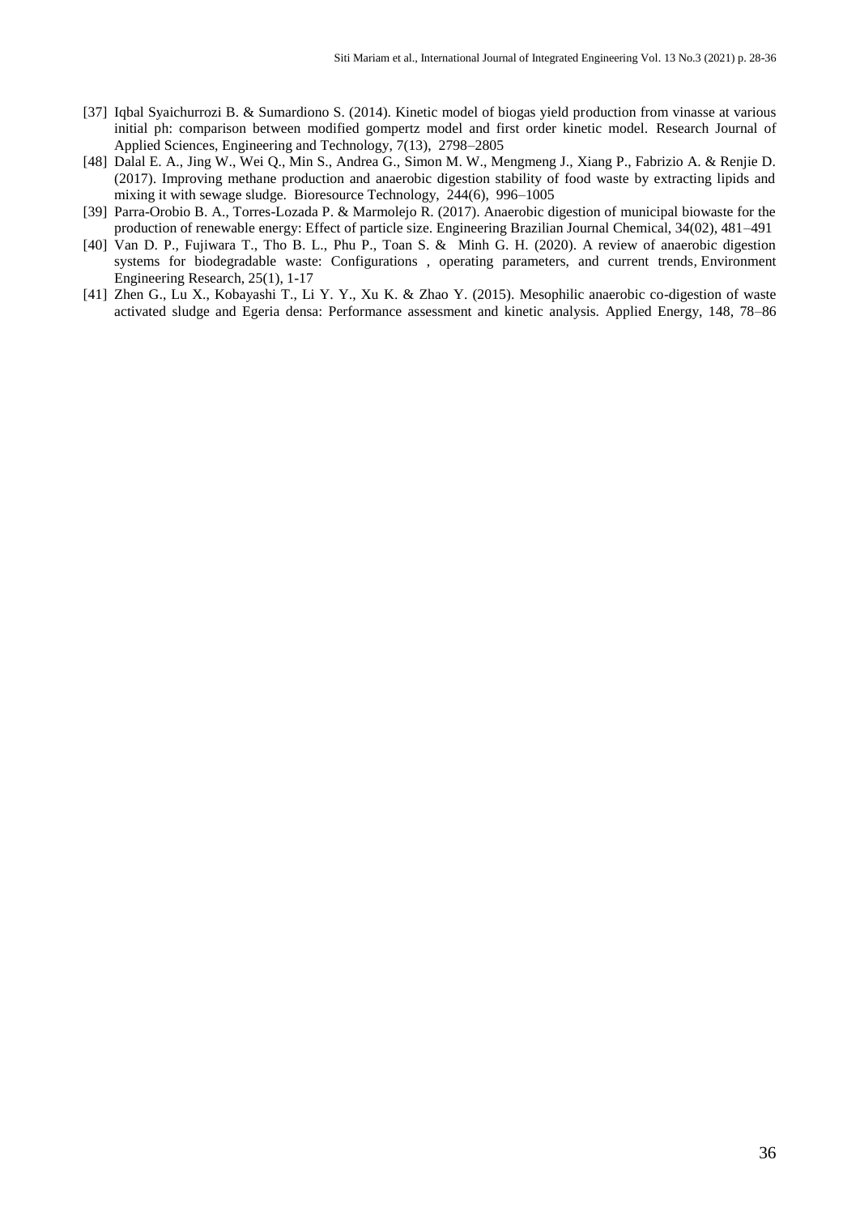[37] Iqbal Syaichurrozi B. & Sumardiono S. (2014). Kinetic model of biogas yield production from vinasse at various initial ph: comparison between modified gompertz model and first order kinetic model. Research Journal of Applied Sciences, Engineering and Technology, 7(13), 2798–2805

[48] Dalal E. A., Jing W., Wei Q., Min S., Andrea G., Simon M. W., Mengmeng J., Xiang P., Fabrizio A. & Renjie D. (2017). Improving methane production and anaerobic digestion stability of food waste by extracting lipids and mixing it with sewage sludge. Bioresource Technology, 244(6), 996–1005

[39] Parra-Orobio B. A., Torres-Lozada P. & Marmolejo R. (2017). Anaerobic digestion of municipal biowaste for the production of renewable energy: Effect of particle size. Engineering Brazilian Journal Chemical, 34(02), 481–491

[40] Van D. P., Fujiwara T., Tho B. L., Phu P., Toan S. & Minh G. H. (2020). A review of anaerobic digestion systems for biodegradable waste: Configurations , operating parameters, and current trends, Environment Engineering Research, 25(1), 1-17

[41] Zhen G., Lu X., Kobayashi T., Li Y. Y., Xu K. & Zhao Y. (2015). Mesophilic anaerobic co-digestion of waste activated sludge and Egeria densa: Performance assessment and kinetic analysis. Applied Energy, 148, 78–86